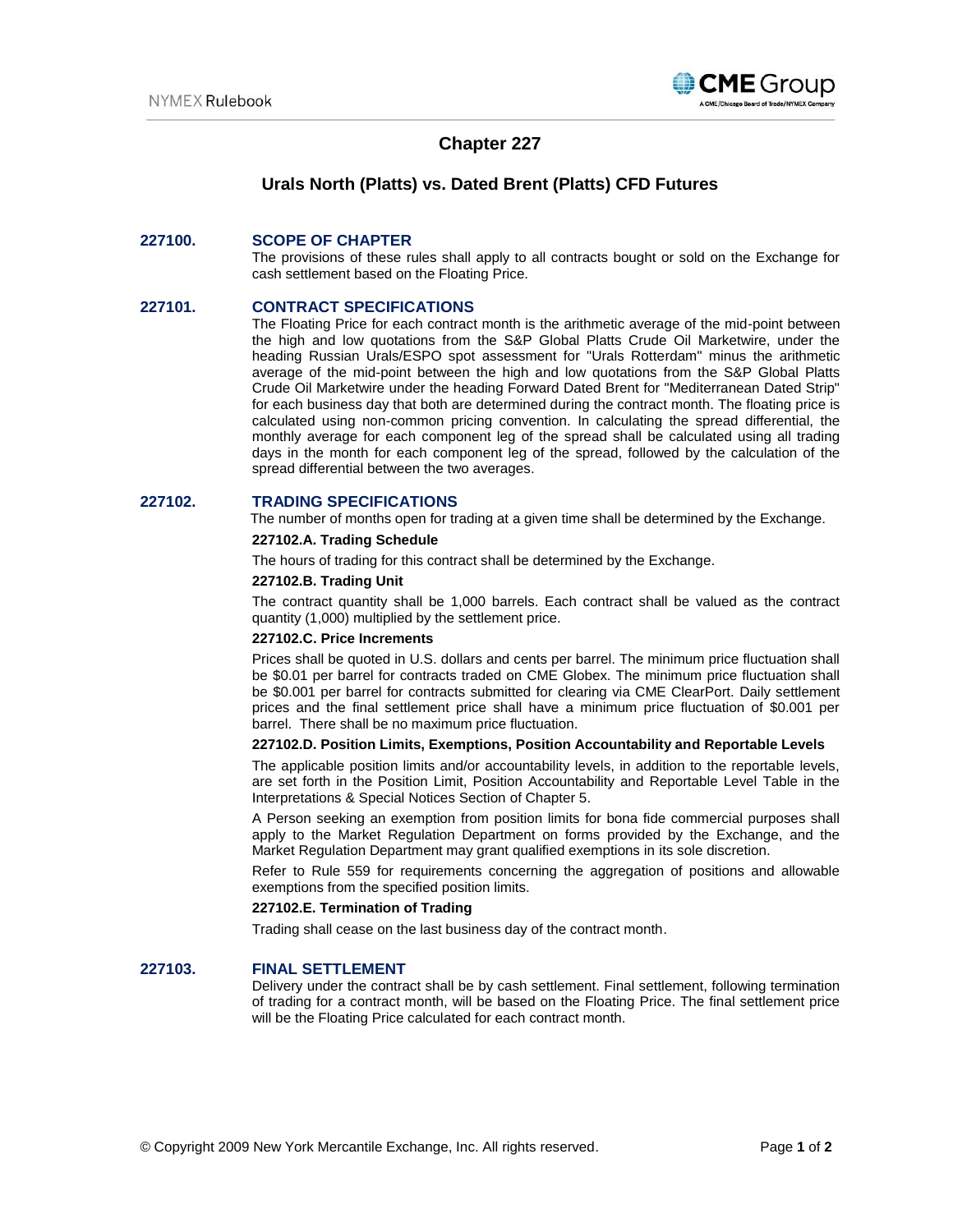# Chapter 227

## Urals North (Platts) vs. Dated Brent (Platts) CFD Futures

### 227100. SCOPE OF CHAPTER

The provisions of these rules shall apply to all contracts bought or sold on the Exchange for cash settlement based on the Floating Price.

### 227101. CONTRACT SPECIFICATIONS

The Floating Price for each contract month is the arithmetic average of the mid-point between the high and low quotations from the S&P Global Platts Crude Oil Marketwire, under the heading Russian Urals/ESPO spot assessment for "Urals Rotterdam" minus the arithmetic average of the mid-point between the high and low quotations from the S&P Global Platts Crude Oil Marketwire under the heading Forward Dated Brent for "Mediterranean Dated Strip" for each business day that both are determined during the contract month. The floating price is calculated using non-common pricing convention. In calculating the spread differential, the monthly average for each component leg of the spread shall be calculated using all trading days in the month for each component leg of the spread, followed by the calculation of the spread differential between the two averages.

### 227102. TRADING SPECIFICATIONS

The number of months open for trading at a given time shall be determined by the Exchange.

**227102.A. Trading Schedule**

The hours of trading for this contract shall be determined by the Exchange.

**227102.B. Trading Unit**

The contract quantity shall be 1,000 barrels. Each contract shall be valued as the contract quantity (1,000) multiplied by the settlement price.

**227102.C. Price Increments**

Prices shall be quoted in U.S. dollars and cents per barrel. The minimum price fluctuation shall be $0.01 per barrel for contracts traded on CME Globex. The minimum price fluctuation shall be $0.001 per barrel for contracts submitted for clearing via CME ClearPort. Daily settlement prices and the final settlement price shall have a minimum price fluctuation of $0.001 per barrel. There shall be no maximum price fluctuation.

**227102.D. Position Limits, Exemptions, Position Accountability and Reportable Levels**

The applicable position limits and/or accountability levels, in addition to the reportable levels, are set forth in the Position Limit, Position Accountability and Reportable Level Table in the Interpretations & Special Notices Section of Chapter 5.

A Person seeking an exemption from position limits for bona fide commercial purposes shall apply to the Market Regulation Department on forms provided by the Exchange, and the Market Regulation Department may grant qualified exemptions in its sole discretion.

Refer to Rule 559 for requirements concerning the aggregation of positions and allowable exemptions from the specified position limits.

**227102.E. Termination of Trading**

Trading shall cease on the last business day of the contract month.

### 227103. FINAL SETTLEMENT

Delivery under the contract shall be by cash settlement. Final settlement, following termination of trading for a contract month, will be based on the Floating Price. The final settlement price will be the Floating Price calculated for each contract month.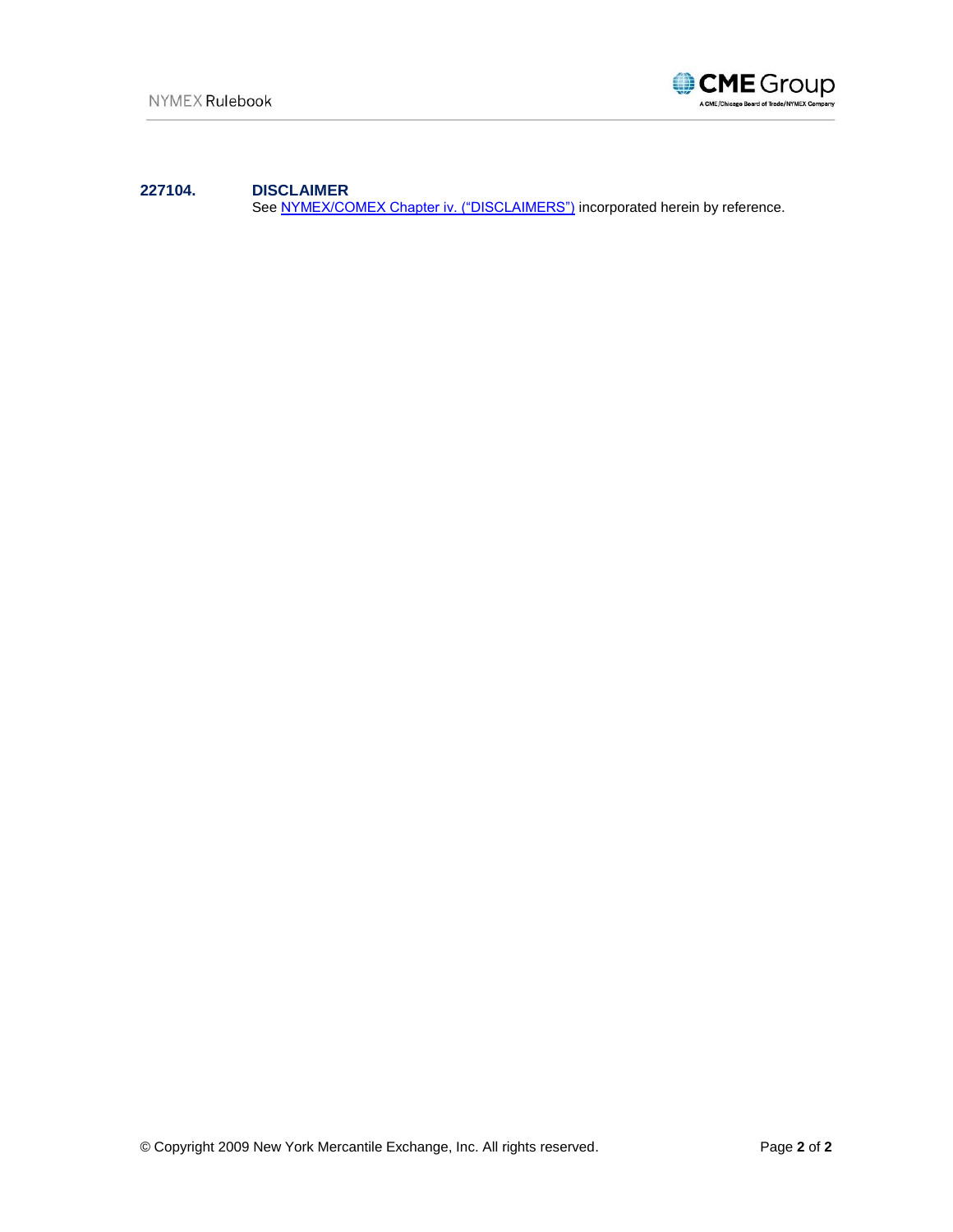**227104. DISCLAIMER**

See NYMEX/COMEX Chapter iv. ("DISCLAIMERS") incorporated herein by reference.